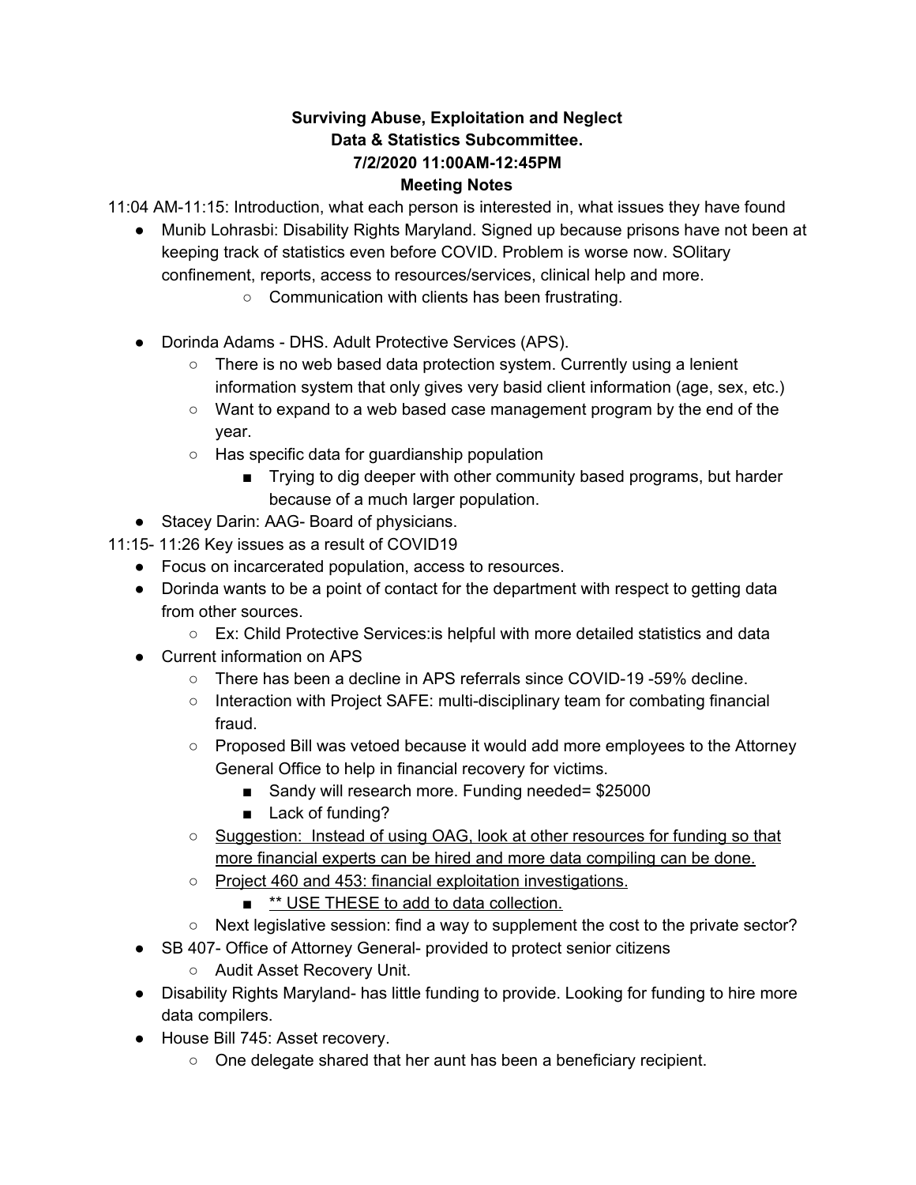**Surviving Abuse, Exploitation and Neglect**
**Data & Statistics Subcommittee.**
**7/2/2020 11:00AM-12:45PM**
**Meeting Notes**

11:04 AM-11:15: Introduction, what each person is interested in, what issues they have found

- Munib Lohrasbi: Disability Rights Maryland. Signed up because prisons have not been at keeping track of statistics even before COVID. Problem is worse now. SOlitary confinement, reports, access to resources/services, clinical help and more.
    - Communication with clients has been frustrating.
- Dorinda Adams - DHS. Adult Protective Services (APS).
    - There is no web based data protection system. Currently using a lenient information system that only gives very basid client information (age, sex, etc.)
    - Want to expand to a web based case management program by the end of the year.
    - Has specific data for guardianship population
        - Trying to dig deeper with other community based programs, but harder because of a much larger population.
- Stacey Darin: AAG- Board of physicians.

11:15- 11:26 Key issues as a result of COVID19

- Focus on incarcerated population, access to resources.
- Dorinda wants to be a point of contact for the department with respect to getting data from other sources.
    - Ex: Child Protective Services:is helpful with more detailed statistics and data
- Current information on APS
    - There has been a decline in APS referrals since COVID-19 -59% decline.
    - Interaction with Project SAFE: multi-disciplinary team for combating financial fraud.
    - Proposed Bill was vetoed because it would add more employees to the Attorney General Office to help in financial recovery for victims.
        - Sandy will research more. Funding needed= $25000
        - Lack of funding?
    - <u>Suggestion: Instead of using OAG, look at other resources for funding so that more financial experts can be hired and more data compiling can be done.</u>
    - <u>Project 460 and 453: financial exploitation investigations.</u>
        - <u>** USE THESE to add to data collection.</u>
    - Next legislative session: find a way to supplement the cost to the private sector?
- SB 407- Office of Attorney General- provided to protect senior citizens
    - Audit Asset Recovery Unit.
- Disability Rights Maryland- has little funding to provide. Looking for funding to hire more data compilers.
- House Bill 745: Asset recovery.
    - One delegate shared that her aunt has been a beneficiary recipient.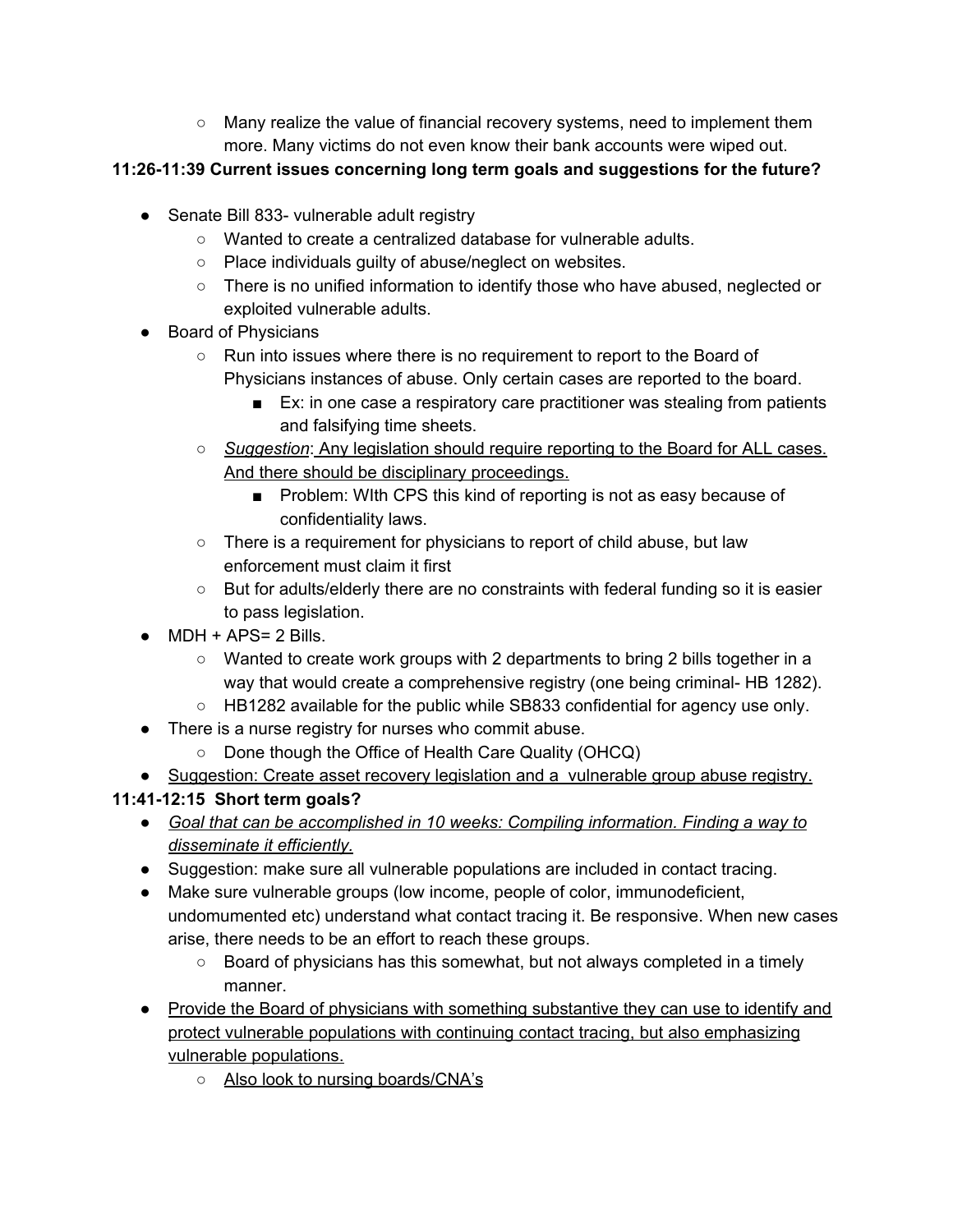- Many realize the value of financial recovery systems, need to implement them more. Many victims do not even know their bank accounts were wiped out.

**11:26-11:39 Current issues concerning long term goals and suggestions for the future?**

- Senate Bill 833- vulnerable adult registry
    - Wanted to create a centralized database for vulnerable adults.
    - Place individuals guilty of abuse/neglect on websites.
    - There is no unified information to identify those who have abused, neglected or exploited vulnerable adults.
- Board of Physicians
    - Run into issues where there is no requirement to report to the Board of Physicians instances of abuse. Only certain cases are reported to the board.
        - Ex: in one case a respiratory care practitioner was stealing from patients and falsifying time sheets.
    - *Suggestion*: <u>Any legislation should require reporting to the Board for ALL cases. And there should be disciplinary proceedings.</u>
        - Problem: WIth CPS this kind of reporting is not as easy because of confidentiality laws.
    - There is a requirement for physicians to report of child abuse, but law enforcement must claim it first
    - But for adults/elderly there are no constraints with federal funding so it is easier to pass legislation.
- MDH + APS= 2 Bills.
    - Wanted to create work groups with 2 departments to bring 2 bills together in a way that would create a comprehensive registry (one being criminal- HB 1282).
    - HB1282 available for the public while SB833 confidential for agency use only.
- There is a nurse registry for nurses who commit abuse.
    - Done though the Office of Health Care Quality (OHCQ)
- <u>Suggestion: Create asset recovery legislation and a vulnerable group abuse registry.</u>

**11:41-12:15 Short term goals?**

- <u>*Goal that can be accomplished in 10 weeks: Compiling information. Finding a way to disseminate it efficiently.*</u>
- Suggestion: make sure all vulnerable populations are included in contact tracing.
- Make sure vulnerable groups (low income, people of color, immunodeficient, undomumented etc) understand what contact tracing it. Be responsive. When new cases arise, there needs to be an effort to reach these groups.
    - Board of physicians has this somewhat, but not always completed in a timely manner.
- <u>Provide the Board of physicians with something substantive they can use to identify and protect vulnerable populations with continuing contact tracing, but also emphasizing vulnerable populations.</u>
    - <u>Also look to nursing boards/CNA's</u>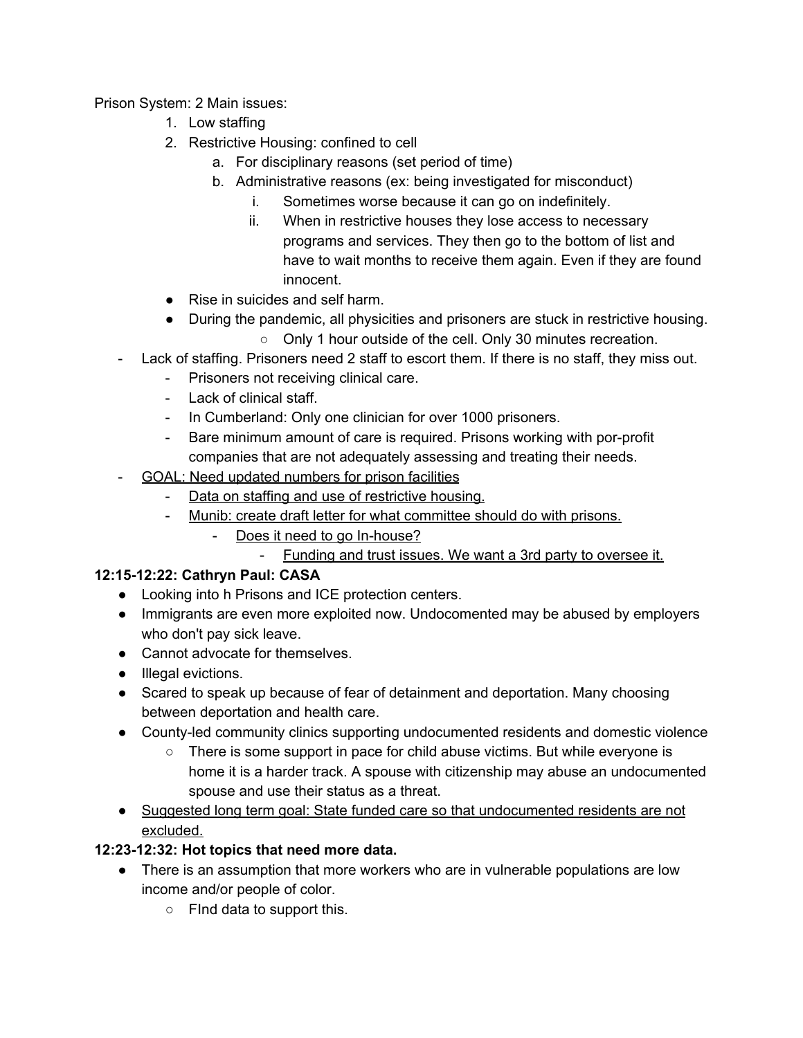Prison System: 2 Main issues:

1. Low staffing
2. Restrictive Housing: confined to cell
    a. For disciplinary reasons (set period of time)
    b. Administrative reasons (ex: being investigated for misconduct)
        i. Sometimes worse because it can go on indefinitely.
        ii. When in restrictive houses they lose access to necessary programs and services. They then go to the bottom of list and have to wait months to receive them again. Even if they are found innocent.

- Rise in suicides and self harm.
- During the pandemic, all physicities and prisoners are stuck in restrictive housing.
    - Only 1 hour outside of the cell. Only 30 minutes recreation.

- Lack of staffing. Prisoners need 2 staff to escort them. If there is no staff, they miss out.
    - Prisoners not receiving clinical care.
    - Lack of clinical staff.
    - In Cumberland: Only one clinician for over 1000 prisoners.
    - Bare minimum amount of care is required. Prisons working with por-profit companies that are not adequately assessing and treating their needs.
- <u>GOAL: Need updated numbers for prison facilities</u>
    - <u>Data on staffing and use of restrictive housing.</u>
    - <u>Munib: create draft letter for what committee should do with prisons.</u>
        - <u>Does it need to go In-house?</u>
            - <u>Funding and trust issues. We want a 3rd party to oversee it.</u>

**12:15-12:22: Cathryn Paul: CASA**

- Looking into h Prisons and ICE protection centers.
- Immigrants are even more exploited now. Undocomented may be abused by employers who don't pay sick leave.
- Cannot advocate for themselves.
- Illegal evictions.
- Scared to speak up because of fear of detainment and deportation. Many choosing between deportation and health care.
- County-led community clinics supporting undocumented residents and domestic violence
    - There is some support in pace for child abuse victims. But while everyone is home it is a harder track. A spouse with citizenship may abuse an undocumented spouse and use their status as a threat.
- <u>Suggested long term goal: State funded care so that undocumented residents are not excluded.</u>

**12:23-12:32: Hot topics that need more data.**

- There is an assumption that more workers who are in vulnerable populations are low income and/or people of color.
    - FInd data to support this.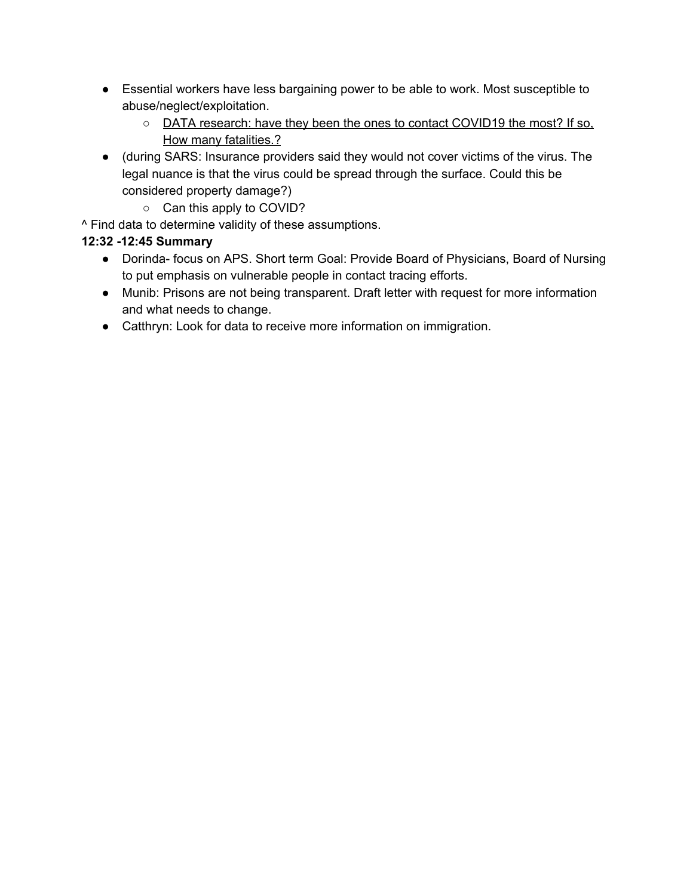- Essential workers have less bargaining power to be able to work. Most susceptible to abuse/neglect/exploitation.
  - <u>DATA research: have they been the ones to contact COVID19 the most? If so, How many fatalities.?</u>
- (during SARS: Insurance providers said they would not cover victims of the virus. The legal nuance is that the virus could be spread through the surface. Could this be considered property damage?)
  - Can this apply to COVID?

^ Find data to determine validity of these assumptions.

**12:32 -12:45 Summary**

- Dorinda- focus on APS. Short term Goal: Provide Board of Physicians, Board of Nursing to put emphasis on vulnerable people in contact tracing efforts.
- Munib: Prisons are not being transparent. Draft letter with request for more information and what needs to change.
- Catthryn: Look for data to receive more information on immigration.